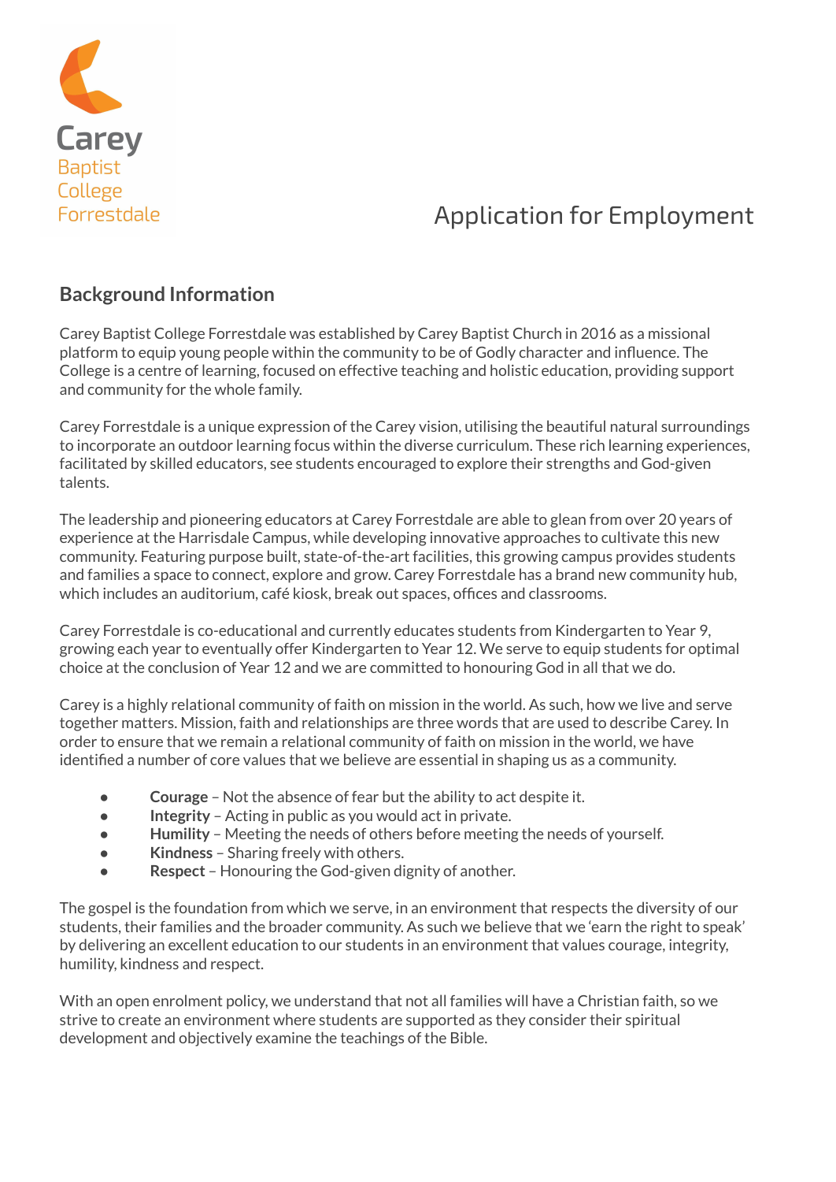Carey
Baptist
College
Forrestdale

# Application for Employment

## Background Information

Carey Baptist College Forrestdale was established by Carey Baptist Church in 2016 as a missional platform to equip young people within the community to be of Godly character and influence. The College is a centre of learning, focused on effective teaching and holistic education, providing support and community for the whole family.

Carey Forrestdale is a unique expression of the Carey vision, utilising the beautiful natural surroundings to incorporate an outdoor learning focus within the diverse curriculum. These rich learning experiences, facilitated by skilled educators, see students encouraged to explore their strengths and God-given talents.

The leadership and pioneering educators at Carey Forrestdale are able to glean from over 20 years of experience at the Harrisdale Campus, while developing innovative approaches to cultivate this new community. Featuring purpose built, state-of-the-art facilities, this growing campus provides students and families a space to connect, explore and grow. Carey Forrestdale has a brand new community hub, which includes an auditorium, café kiosk, break out spaces, offices and classrooms.

Carey Forrestdale is co-educational and currently educates students from Kindergarten to Year 9, growing each year to eventually offer Kindergarten to Year 12. We serve to equip students for optimal choice at the conclusion of Year 12 and we are committed to honouring God in all that we do.

Carey is a highly relational community of faith on mission in the world. As such, how we live and serve together matters. Mission, faith and relationships are three words that are used to describe Carey. In order to ensure that we remain a relational community of faith on mission in the world, we have identified a number of core values that we believe are essential in shaping us as a community.

- **Courage** – Not the absence of fear but the ability to act despite it.
- **Integrity** – Acting in public as you would act in private.
- **Humility** – Meeting the needs of others before meeting the needs of yourself.
- **Kindness** – Sharing freely with others.
- **Respect** – Honouring the God-given dignity of another.

The gospel is the foundation from which we serve, in an environment that respects the diversity of our students, their families and the broader community. As such we believe that we 'earn the right to speak' by delivering an excellent education to our students in an environment that values courage, integrity, humility, kindness and respect.

With an open enrolment policy, we understand that not all families will have a Christian faith, so we strive to create an environment where students are supported as they consider their spiritual development and objectively examine the teachings of the Bible.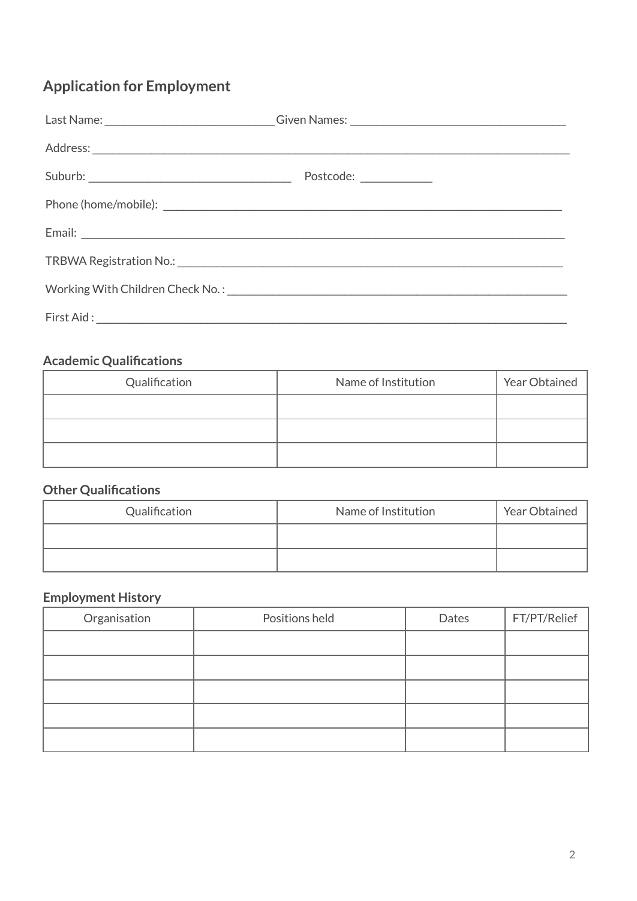## Application for Employment

Last Name: ____________________________ Given Names: ____________________________________

Address: _________________________________________________________________________________

Suburb: __________________________________ Postcode: ____________

Phone (home/mobile): ____________________________________________________________________

Email: ___________________________________________________________________________________

TRBWA Registration No.: _________________________________________________________________

Working With Children Check No. : _______________________________________________________

First Aid : ______________________________________________________________________________

### Academic Qualifications

| Qualification | Name of Institution | Year Obtained |
|---|---|---|
| | | |
| | | |
| | | |

### Other Qualifications

| Qualification | Name of Institution | Year Obtained |
|---|---|---|
| | | |
| | | |

### Employment History

| Organisation | Positions held | Dates | FT/PT/Relief |
|---|---|---|---|
| | | | |
| | | | |
| | | | |
| | | | |
| | | | |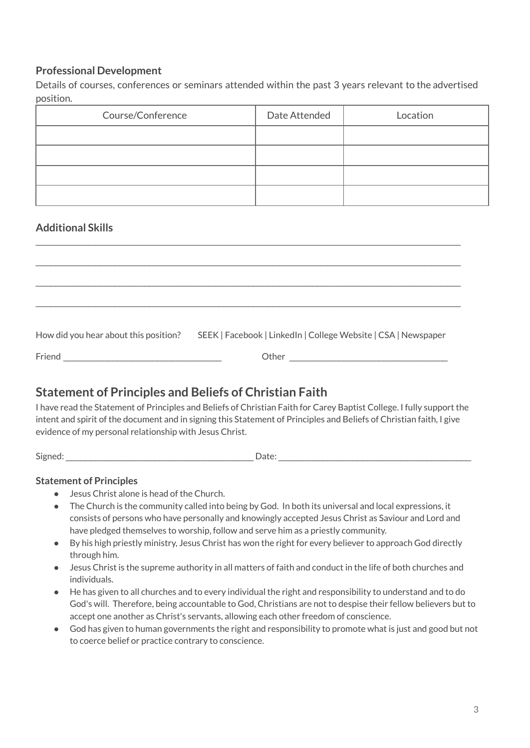### Professional Development

Details of courses, conferences or seminars attended within the past 3 years relevant to the advertised position.

| Course/Conference | Date Attended | Location |
|---|---|---|
| | | |
| | | |
| | | |
| | | |

### Additional Skills

_______________________________________________________________________________________________

_______________________________________________________________________________________________

_______________________________________________________________________________________________

_______________________________________________________________________________________________

How did you hear about this position? SEEK | Facebook | LinkedIn | College Website | CSA | Newspaper

Friend ___________________________________ Other ___________________________________

## Statement of Principles and Beliefs of Christian Faith

I have read the Statement of Principles and Beliefs of Christian Faith for Carey Baptist College. I fully support the intent and spirit of the document and in signing this Statement of Principles and Beliefs of Christian faith, I give evidence of my personal relationship with Jesus Christ.

Signed: __________________________________________ Date: ____________________________________________

### Statement of Principles

- Jesus Christ alone is head of the Church.
- The Church is the community called into being by God. In both its universal and local expressions, it consists of persons who have personally and knowingly accepted Jesus Christ as Saviour and Lord and have pledged themselves to worship, follow and serve him as a priestly community.
- By his high priestly ministry, Jesus Christ has won the right for every believer to approach God directly through him.
- Jesus Christ is the supreme authority in all matters of faith and conduct in the life of both churches and individuals.
- He has given to all churches and to every individual the right and responsibility to understand and to do God's will. Therefore, being accountable to God, Christians are not to despise their fellow believers but to accept one another as Christ's servants, allowing each other freedom of conscience.
- God has given to human governments the right and responsibility to promote what is just and good but not to coerce belief or practice contrary to conscience.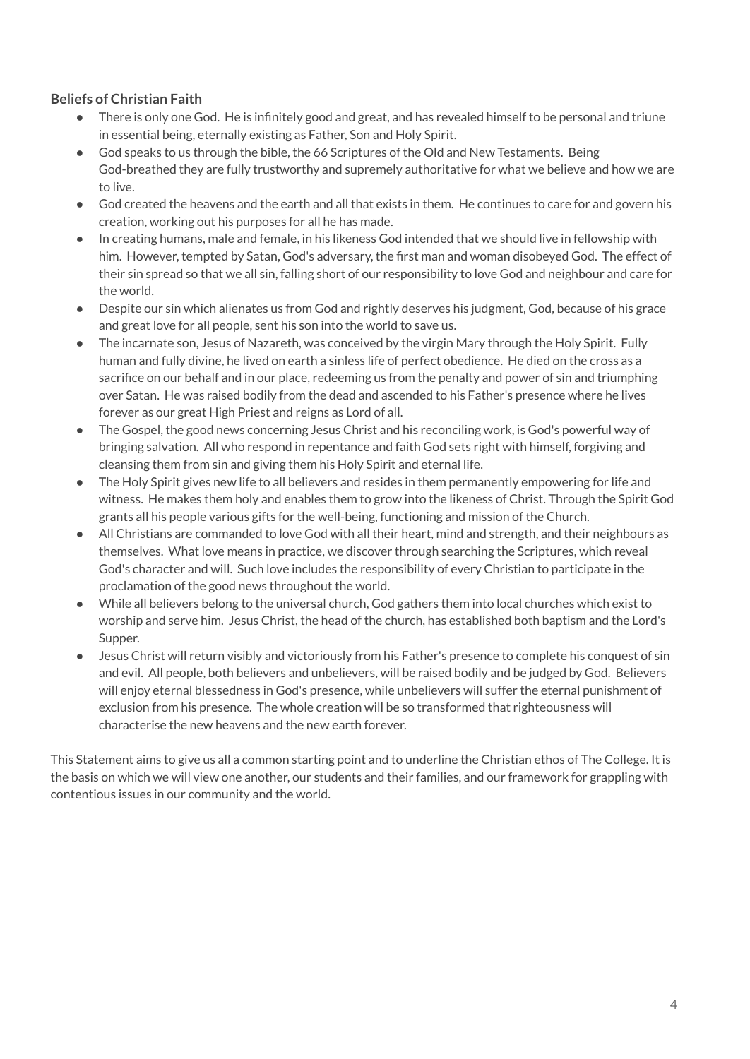**Beliefs of Christian Faith**

- There is only one God. He is infinitely good and great, and has revealed himself to be personal and triune in essential being, eternally existing as Father, Son and Holy Spirit.
- God speaks to us through the bible, the 66 Scriptures of the Old and New Testaments. Being God-breathed they are fully trustworthy and supremely authoritative for what we believe and how we are to live.
- God created the heavens and the earth and all that exists in them. He continues to care for and govern his creation, working out his purposes for all he has made.
- In creating humans, male and female, in his likeness God intended that we should live in fellowship with him. However, tempted by Satan, God's adversary, the first man and woman disobeyed God. The effect of their sin spread so that we all sin, falling short of our responsibility to love God and neighbour and care for the world.
- Despite our sin which alienates us from God and rightly deserves his judgment, God, because of his grace and great love for all people, sent his son into the world to save us.
- The incarnate son, Jesus of Nazareth, was conceived by the virgin Mary through the Holy Spirit. Fully human and fully divine, he lived on earth a sinless life of perfect obedience. He died on the cross as a sacrifice on our behalf and in our place, redeeming us from the penalty and power of sin and triumphing over Satan. He was raised bodily from the dead and ascended to his Father's presence where he lives forever as our great High Priest and reigns as Lord of all.
- The Gospel, the good news concerning Jesus Christ and his reconciling work, is God's powerful way of bringing salvation. All who respond in repentance and faith God sets right with himself, forgiving and cleansing them from sin and giving them his Holy Spirit and eternal life.
- The Holy Spirit gives new life to all believers and resides in them permanently empowering for life and witness. He makes them holy and enables them to grow into the likeness of Christ. Through the Spirit God grants all his people various gifts for the well-being, functioning and mission of the Church.
- All Christians are commanded to love God with all their heart, mind and strength, and their neighbours as themselves. What love means in practice, we discover through searching the Scriptures, which reveal God's character and will. Such love includes the responsibility of every Christian to participate in the proclamation of the good news throughout the world.
- While all believers belong to the universal church, God gathers them into local churches which exist to worship and serve him. Jesus Christ, the head of the church, has established both baptism and the Lord's Supper.
- Jesus Christ will return visibly and victoriously from his Father's presence to complete his conquest of sin and evil. All people, both believers and unbelievers, will be raised bodily and be judged by God. Believers will enjoy eternal blessedness in God's presence, while unbelievers will suffer the eternal punishment of exclusion from his presence. The whole creation will be so transformed that righteousness will characterise the new heavens and the new earth forever.

This Statement aims to give us all a common starting point and to underline the Christian ethos of The College. It is the basis on which we will view one another, our students and their families, and our framework for grappling with contentious issues in our community and the world.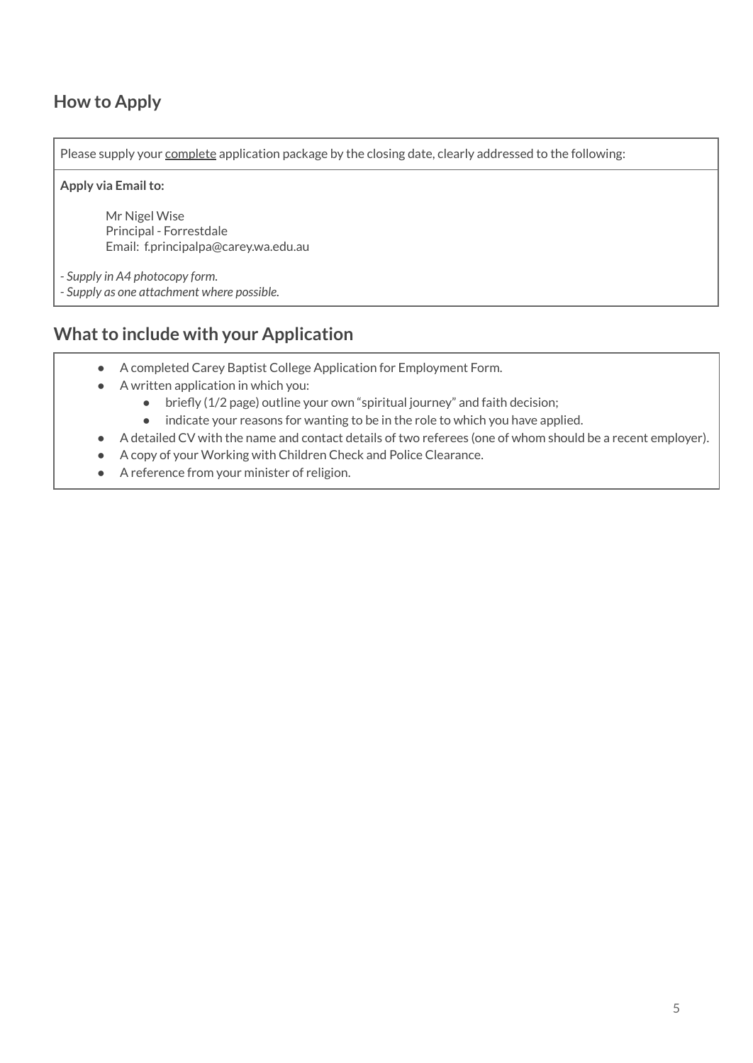## How to Apply

Please supply your complete application package by the closing date, clearly addressed to the following:

**Apply via Email to:**

Mr Nigel Wise
Principal - Forrestdale
Email: f.principalpa@carey.wa.edu.au

*- Supply in A4 photocopy form.*
*- Supply as one attachment where possible.*

## What to include with your Application

- A completed Carey Baptist College Application for Employment Form.
- A written application in which you:
  - briefly (1/2 page) outline your own "spiritual journey" and faith decision;
  - indicate your reasons for wanting to be in the role to which you have applied.
- A detailed CV with the name and contact details of two referees (one of whom should be a recent employer).
- A copy of your Working with Children Check and Police Clearance.
- A reference from your minister of religion.